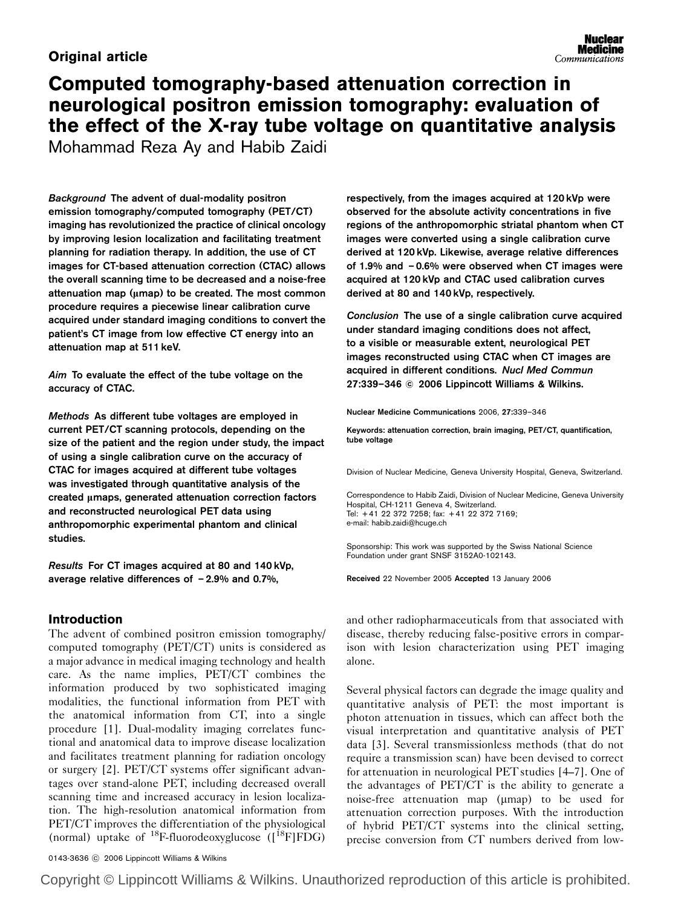**Original article**

# Computed tomography-based attenuation correction in neurological positron emission tomography: evaluation of the effect of the X-ray tube voltage on quantitative analysis

Mohammad Reza Ay and Habib Zaidi

***Background*** **The advent of dual-modality positron emission tomography/computed tomography (PET/CT) imaging has revolutionized the practice of clinical oncology by improving lesion localization and facilitating treatment planning for radiation therapy. In addition, the use of CT images for CT-based attenuation correction (CTAC) allows the overall scanning time to be decreased and a noise-free attenuation map (μmap) to be created. The most common procedure requires a piecewise linear calibration curve acquired under standard imaging conditions to convert the patient's CT image from low effective CT energy into an attenuation map at 511 keV.**

***Aim*** **To evaluate the effect of the tube voltage on the accuracy of CTAC.**

***Methods*** **As different tube voltages are employed in current PET/CT scanning protocols, depending on the size of the patient and the region under study, the impact of using a single calibration curve on the accuracy of CTAC for images acquired at different tube voltages was investigated through quantitative analysis of the created μmaps, generated attenuation correction factors and reconstructed neurological PET data using anthropomorphic experimental phantom and clinical studies.**

***Results*** **For CT images acquired at 80 and 140 kVp, average relative differences of −2.9% and 0.7%, respectively, from the images acquired at 120 kVp were observed for the absolute activity concentrations in five regions of the anthropomorphic striatal phantom when CT images were converted using a single calibration curve derived at 120 kVp. Likewise, average relative differences of 1.9% and −0.6% were observed when CT images were acquired at 120 kVp and CTAC used calibration curves derived at 80 and 140 kVp, respectively.**

***Conclusion*** **The use of a single calibration curve acquired under standard imaging conditions does not affect, to a visible or measurable extent, neurological PET images reconstructed using CTAC when CT images are acquired in different conditions.** ***Nucl Med Commun*** **27:339–346 © 2006 Lippincott Williams & Wilkins.**

**Nuclear Medicine Communications** 2006, **27**:339–346

**Keywords: attenuation correction, brain imaging, PET/CT, quantification, tube voltage**

Division of Nuclear Medicine, Geneva University Hospital, Geneva, Switzerland.

Correspondence to Habib Zaidi, Division of Nuclear Medicine, Geneva University Hospital, CH-1211 Geneva 4, Switzerland.
Tel: +41 22 372 7258; fax: +41 22 372 7169;
e-mail: habib.zaidi@hcuge.ch

Sponsorship: This work was supported by the Swiss National Science Foundation under grant SNSF 3152A0-102143.

**Received** 22 November 2005 **Accepted** 13 January 2006

## Introduction

The advent of combined positron emission tomography/computed tomography (PET/CT) units is considered as a major advance in medical imaging technology and health care. As the name implies, PET/CT combines the information produced by two sophisticated imaging modalities, the functional information from PET with the anatomical information from CT, into a single procedure [1]. Dual-modality imaging correlates functional and anatomical data to improve disease localization and facilitates treatment planning for radiation oncology or surgery [2]. PET/CT systems offer significant advantages over stand-alone PET, including decreased overall scanning time and increased accuracy in lesion localization. The high-resolution anatomical information from PET/CT improves the differentiation of the physiological (normal) uptake of $^{18}$F-fluorodeoxyglucose ([$^{18}$F]FDG) and other radiopharmaceuticals from that associated with disease, thereby reducing false-positive errors in comparison with lesion characterization using PET imaging alone.

Several physical factors can degrade the image quality and quantitative analysis of PET: the most important is photon attenuation in tissues, which can affect both the visual interpretation and quantitative analysis of PET data [3]. Several transmissionless methods (that do not require a transmission scan) have been devised to correct for attenuation in neurological PET studies [4–7]. One of the advantages of PET/CT is the ability to generate a noise-free attenuation map (μmap) to be used for attenuation correction purposes. With the introduction of hybrid PET/CT systems into the clinical setting, precise conversion from CT numbers derived from low-

0143-3636 © 2006 Lippincott Williams & Wilkins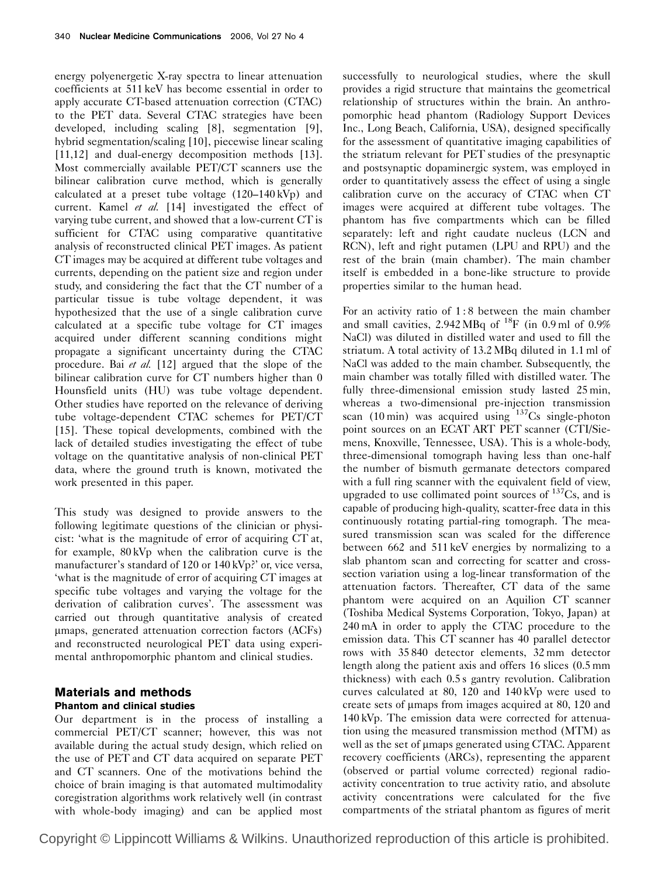energy polyenergetic X-ray spectra to linear attenuation coefficients at 511 keV has become essential in order to apply accurate CT-based attenuation correction (CTAC) to the PET data. Several CTAC strategies have been developed, including scaling [8], segmentation [9], hybrid segmentation/scaling [10], piecewise linear scaling [11,12] and dual-energy decomposition methods [13]. Most commercially available PET/CT scanners use the bilinear calibration curve method, which is generally calculated at a preset tube voltage (120–140 kVp) and current. Kamel *et al.* [14] investigated the effect of varying tube current, and showed that a low-current CT is sufficient for CTAC using comparative quantitative analysis of reconstructed clinical PET images. As patient CT images may be acquired at different tube voltages and currents, depending on the patient size and region under study, and considering the fact that the CT number of a particular tissue is tube voltage dependent, it was hypothesized that the use of a single calibration curve calculated at a specific tube voltage for CT images acquired under different scanning conditions might propagate a significant uncertainty during the CTAC procedure. Bai *et al.* [12] argued that the slope of the bilinear calibration curve for CT numbers higher than 0 Hounsfield units (HU) was tube voltage dependent. Other studies have reported on the relevance of deriving tube voltage-dependent CTAC schemes for PET/CT [15]. These topical developments, combined with the lack of detailed studies investigating the effect of tube voltage on the quantitative analysis of non-clinical PET data, where the ground truth is known, motivated the work presented in this paper.

This study was designed to provide answers to the following legitimate questions of the clinician or physicist: 'what is the magnitude of error of acquiring CT at, for example, 80 kVp when the calibration curve is the manufacturer's standard of 120 or 140 kVp?' or, vice versa, 'what is the magnitude of error of acquiring CT images at specific tube voltages and varying the voltage for the derivation of calibration curves'. The assessment was carried out through quantitative analysis of created μmaps, generated attenuation correction factors (ACFs) and reconstructed neurological PET data using experimental anthropomorphic phantom and clinical studies.

## Materials and methods

### Phantom and clinical studies

Our department is in the process of installing a commercial PET/CT scanner; however, this was not available during the actual study design, which relied on the use of PET and CT data acquired on separate PET and CT scanners. One of the motivations behind the choice of brain imaging is that automated multimodality coregistration algorithms work relatively well (in contrast with whole-body imaging) and can be applied most successfully to neurological studies, where the skull provides a rigid structure that maintains the geometrical relationship of structures within the brain. An anthropomorphic head phantom (Radiology Support Devices Inc., Long Beach, California, USA), designed specifically for the assessment of quantitative imaging capabilities of the striatum relevant for PET studies of the presynaptic and postsynaptic dopaminergic system, was employed in order to quantitatively assess the effect of using a single calibration curve on the accuracy of CTAC when CT images were acquired at different tube voltages. The phantom has five compartments which can be filled separately: left and right caudate nucleus (LCN and RCN), left and right putamen (LPU and RPU) and the rest of the brain (main chamber). The main chamber itself is embedded in a bone-like structure to provide properties similar to the human head.

For an activity ratio of 1 : 8 between the main chamber and small cavities, 2.942 MBq of $^{18}$F (in 0.9 ml of 0.9% NaCl) was diluted in distilled water and used to fill the striatum. A total activity of 13.2 MBq diluted in 1.1 ml of NaCl was added to the main chamber. Subsequently, the main chamber was totally filled with distilled water. The fully three-dimensional emission study lasted 25 min, whereas a two-dimensional pre-injection transmission scan (10 min) was acquired using $^{137}$Cs single-photon point sources on an ECAT ART PET scanner (CTI/Siemens, Knoxville, Tennessee, USA). This is a whole-body, three-dimensional tomograph having less than one-half the number of bismuth germanate detectors compared with a full ring scanner with the equivalent field of view, upgraded to use collimated point sources of $^{137}$Cs, and is capable of producing high-quality, scatter-free data in this continuously rotating partial-ring tomograph. The measured transmission scan was scaled for the difference between 662 and 511 keV energies by normalizing to a slab phantom scan and correcting for scatter and cross-section variation using a log-linear transformation of the attenuation factors. Thereafter, CT data of the same phantom were acquired on an Aquilion CT scanner (Toshiba Medical Systems Corporation, Tokyo, Japan) at 240 mA in order to apply the CTAC procedure to the emission data. This CT scanner has 40 parallel detector rows with 35 840 detector elements, 32 mm detector length along the patient axis and offers 16 slices (0.5 mm thickness) with each 0.5 s gantry revolution. Calibration curves calculated at 80, 120 and 140 kVp were used to create sets of μmaps from images acquired at 80, 120 and 140 kVp. The emission data were corrected for attenuation using the measured transmission method (MTM) as well as the set of μmaps generated using CTAC. Apparent recovery coefficients (ARCs), representing the apparent (observed or partial volume corrected) regional radioactivity concentration to true activity ratio, and absolute activity concentrations were calculated for the five compartments of the striatal phantom as figures of merit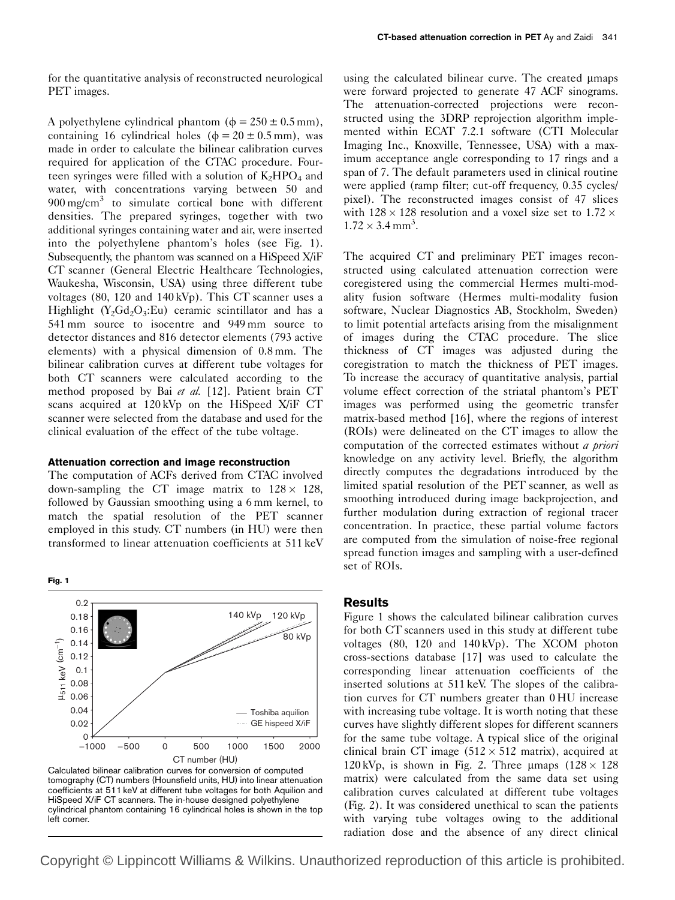for the quantitative analysis of reconstructed neurological PET images.

A polyethylene cylindrical phantom ($\phi = 250 \pm 0.5$ mm), containing 16 cylindrical holes ($\phi = 20 \pm 0.5$ mm), was made in order to calculate the bilinear calibration curves required for application of the CTAC procedure. Fourteen syringes were filled with a solution of $K_2HPO_4$ and water, with concentrations varying between 50 and 900 mg/cm$^3$ to simulate cortical bone with different densities. The prepared syringes, together with two additional syringes containing water and air, were inserted into the polyethylene phantom's holes (see Fig. 1). Subsequently, the phantom was scanned on a HiSpeed X/iF CT scanner (General Electric Healthcare Technologies, Waukesha, Wisconsin, USA) using three different tube voltages (80, 120 and 140 kVp). This CT scanner uses a Highlight ($Y_2Gd_2O_3$:Eu) ceramic scintillator and has a 541 mm source to isocentre and 949 mm source to detector distances and 816 detector elements (793 active elements) with a physical dimension of 0.8 mm. The bilinear calibration curves at different tube voltages for both CT scanners were calculated according to the method proposed by Bai *et al.* [12]. Patient brain CT scans acquired at 120 kVp on the HiSpeed X/iF CT scanner were selected from the database and used for the clinical evaluation of the effect of the tube voltage.

#### Attenuation correction and image reconstruction

The computation of ACFs derived from CTAC involved down-sampling the CT image matrix to $128 \times 128$, followed by Gaussian smoothing using a 6 mm kernel, to match the spatial resolution of the PET scanner employed in this study. CT numbers (in HU) were then transformed to linear attenuation coefficients at 511 keV using the calculated bilinear curve. The created μmaps were forward projected to generate 47 ACF sinograms. The attenuation-corrected projections were reconstructed using the 3DRP reprojection algorithm implemented within ECAT 7.2.1 software (CTI Molecular Imaging Inc., Knoxville, Tennessee, USA) with a maximum acceptance angle corresponding to 17 rings and a span of 7. The default parameters used in clinical routine were applied (ramp filter; cut-off frequency, 0.35 cycles/pixel). The reconstructed images consist of 47 slices with $128 \times 128$ resolution and a voxel size set to $1.72 \times 1.72 \times 3.4$ mm$^3$.

**Fig. 1**

Calculated bilinear calibration curves for conversion of computed tomography (CT) numbers (Hounsfield units, HU) into linear attenuation coefficients at 511 keV at different tube voltages for both Aquilion and HiSpeed X/iF CT scanners. The in-house designed polyethylene cylindrical phantom containing 16 cylindrical holes is shown in the top left corner.

The acquired CT and preliminary PET images reconstructed using calculated attenuation correction were coregistered using the commercial Hermes multi-modality fusion software (Hermes multi-modality fusion software, Nuclear Diagnostics AB, Stockholm, Sweden) to limit potential artefacts arising from the misalignment of images during the CTAC procedure. The slice thickness of CT images was adjusted during the coregistration to match the thickness of PET images. To increase the accuracy of quantitative analysis, partial volume effect correction of the striatal phantom's PET images was performed using the geometric transfer matrix-based method [16], where the regions of interest (ROIs) were delineated on the CT images to allow the computation of the corrected estimates without *a priori* knowledge on any activity level. Briefly, the algorithm directly computes the degradations introduced by the limited spatial resolution of the PET scanner, as well as smoothing introduced during image backprojection, and further modulation during extraction of regional tracer concentration. In practice, these partial volume factors are computed from the simulation of noise-free regional spread function images and sampling with a user-defined set of ROIs.

## Results

Figure 1 shows the calculated bilinear calibration curves for both CT scanners used in this study at different tube voltages (80, 120 and 140 kVp). The XCOM photon cross-sections database [17] was used to calculate the corresponding linear attenuation coefficients of the inserted solutions at 511 keV. The slopes of the calibration curves for CT numbers greater than 0 HU increase with increasing tube voltage. It is worth noting that these curves have slightly different slopes for different scanners for the same tube voltage. A typical slice of the original clinical brain CT image ($512 \times 512$ matrix), acquired at 120 kVp, is shown in Fig. 2. Three μmaps ($128 \times 128$ matrix) were calculated from the same data set using calibration curves calculated at different tube voltages (Fig. 2). It was considered unethical to scan the patients with varying tube voltages owing to the additional radiation dose and the absence of any direct clinical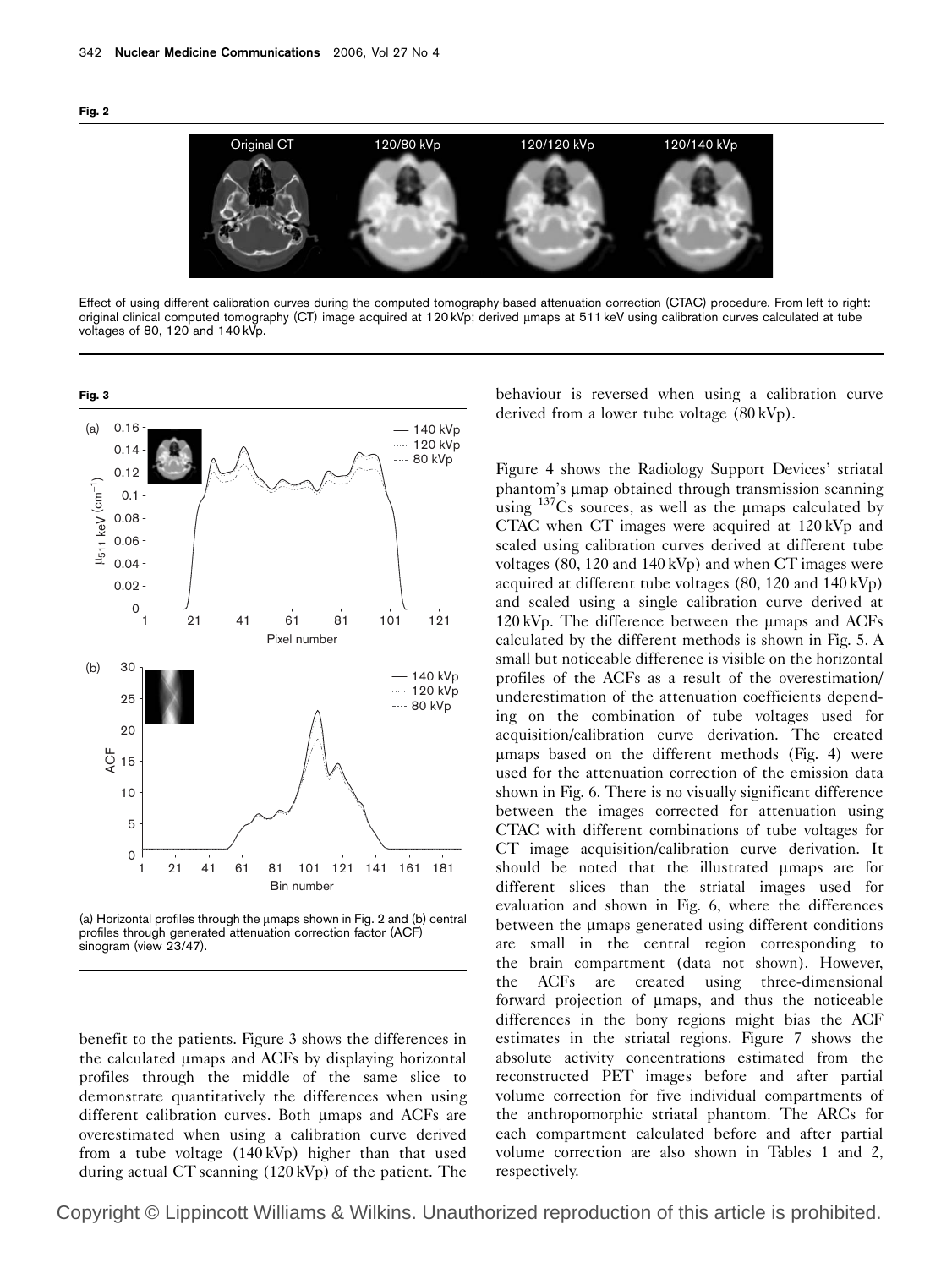**Fig. 2**

Effect of using different calibration curves during the computed tomography-based attenuation correction (CTAC) procedure. From left to right: original clinical computed tomography (CT) image acquired at 120 kVp; derived μmaps at 511 keV using calibration curves calculated at tube voltages of 80, 120 and 140 kVp.

**Fig. 3**

(a) Horizontal profiles through the μmaps shown in Fig. 2 and (b) central profiles through generated attenuation correction factor (ACF) sinogram (view 23/47).

benefit to the patients. Figure 3 shows the differences in the calculated μmaps and ACFs by displaying horizontal profiles through the middle of the same slice to demonstrate quantitatively the differences when using different calibration curves. Both μmaps and ACFs are overestimated when using a calibration curve derived from a tube voltage (140 kVp) higher than that used during actual CT scanning (120 kVp) of the patient. The behaviour is reversed when using a calibration curve derived from a lower tube voltage (80 kVp).

Figure 4 shows the Radiology Support Devices' striatal phantom's μmap obtained through transmission scanning using $^{137}$Cs sources, as well as the μmaps calculated by CTAC when CT images were acquired at 120 kVp and scaled using calibration curves derived at different tube voltages (80, 120 and 140 kVp) and when CT images were acquired at different tube voltages (80, 120 and 140 kVp) and scaled using a single calibration curve derived at 120 kVp. The difference between the μmaps and ACFs calculated by the different methods is shown in Fig. 5. A small but noticeable difference is visible on the horizontal profiles of the ACFs as a result of the overestimation/underestimation of the attenuation coefficients depending on the combination of tube voltages used for acquisition/calibration curve derivation. The created μmaps based on the different methods (Fig. 4) were used for the attenuation correction of the emission data shown in Fig. 6. There is no visually significant difference between the images corrected for attenuation using CTAC with different combinations of tube voltages for CT image acquisition/calibration curve derivation. It should be noted that the illustrated μmaps are for different slices than the striatal images used for evaluation and shown in Fig. 6, where the differences between the μmaps generated using different conditions are small in the central region corresponding to the brain compartment (data not shown). However, the ACFs are created using three-dimensional forward projection of μmaps, and thus the noticeable differences in the bony regions might bias the ACF estimates in the striatal regions. Figure 7 shows the absolute activity concentrations estimated from the reconstructed PET images before and after partial volume correction for five individual compartments of the anthropomorphic striatal phantom. The ARCs for each compartment calculated before and after partial volume correction are also shown in Tables 1 and 2, respectively.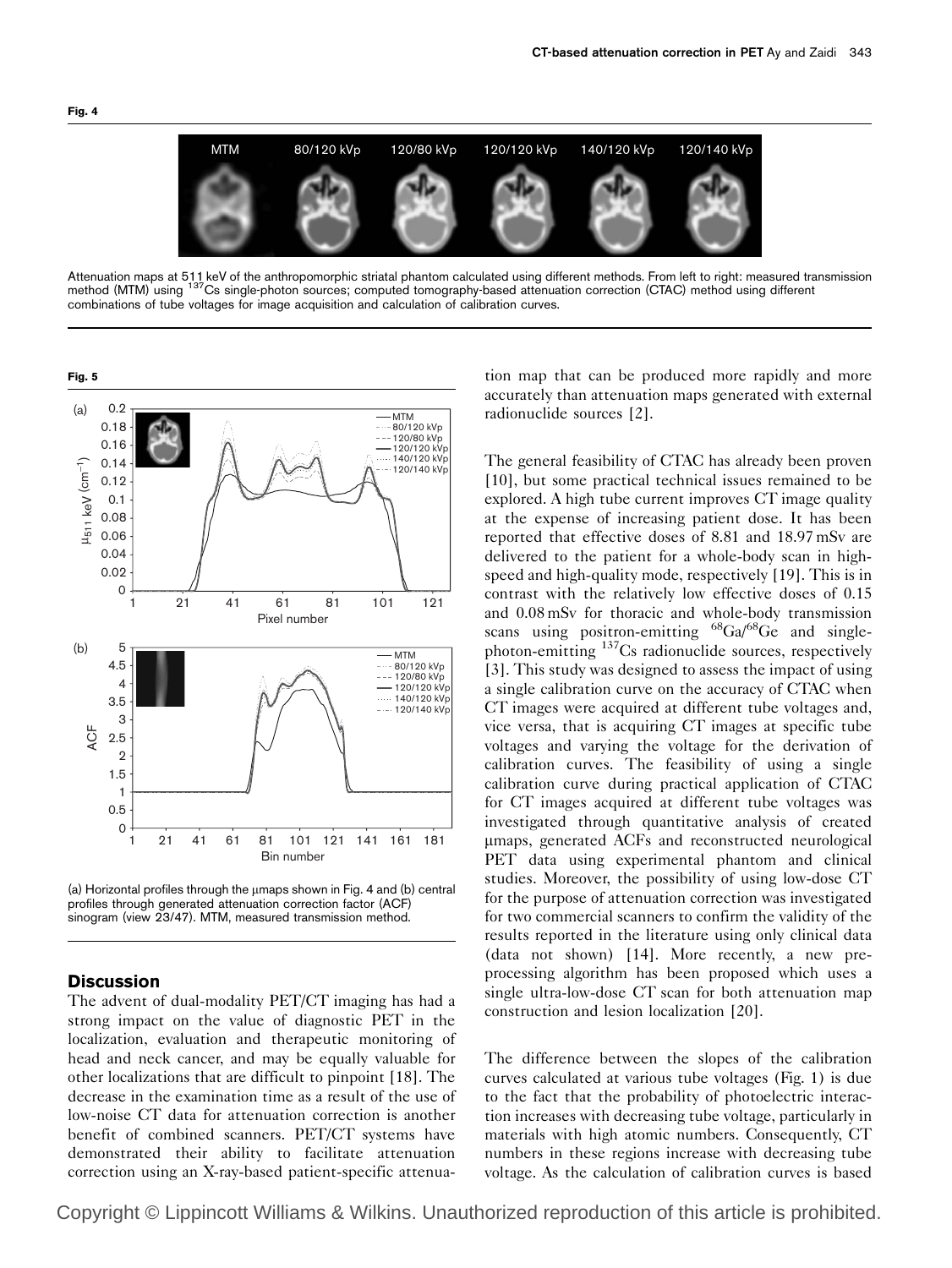**Fig. 4**

Attenuation maps at 511 keV of the anthropomorphic striatal phantom calculated using different methods. From left to right: measured transmission method (MTM) using $^{137}$Cs single-photon sources; computed tomography-based attenuation correction (CTAC) method using different combinations of tube voltages for image acquisition and calculation of calibration curves.

**Fig. 5**

(a) Horizontal profiles through the μmaps shown in Fig. 4 and (b) central profiles through generated attenuation correction factor (ACF) sinogram (view 23/47). MTM, measured transmission method.

## Discussion

The advent of dual-modality PET/CT imaging has had a strong impact on the value of diagnostic PET in the localization, evaluation and therapeutic monitoring of head and neck cancer, and may be equally valuable for other localizations that are difficult to pinpoint [18]. The decrease in the examination time as a result of the use of low-noise CT data for attenuation correction is another benefit of combined scanners. PET/CT systems have demonstrated their ability to facilitate attenuation correction using an X-ray-based patient-specific attenuation map that can be produced more rapidly and more accurately than attenuation maps generated with external radionuclide sources [2].

The general feasibility of CTAC has already been proven [10], but some practical technical issues remained to be explored. A high tube current improves CT image quality at the expense of increasing patient dose. It has been reported that effective doses of 8.81 and 18.97 mSv are delivered to the patient for a whole-body scan in high-speed and high-quality mode, respectively [19]. This is in contrast with the relatively low effective doses of 0.15 and 0.08 mSv for thoracic and whole-body transmission scans using positron-emitting $^{68}$Ga/$^{68}$Ge and single-photon-emitting $^{137}$Cs radionuclide sources, respectively [3]. This study was designed to assess the impact of using a single calibration curve on the accuracy of CTAC when CT images were acquired at different tube voltages and, vice versa, that is acquiring CT images at specific tube voltages and varying the voltage for the derivation of calibration curves. The feasibility of using a single calibration curve during practical application of CTAC for CT images acquired at different tube voltages was investigated through quantitative analysis of created μmaps, generated ACFs and reconstructed neurological PET data using experimental phantom and clinical studies. Moreover, the possibility of using low-dose CT for the purpose of attenuation correction was investigated for two commercial scanners to confirm the validity of the results reported in the literature using only clinical data (data not shown) [14]. More recently, a new pre-processing algorithm has been proposed which uses a single ultra-low-dose CT scan for both attenuation map construction and lesion localization [20].

The difference between the slopes of the calibration curves calculated at various tube voltages (Fig. 1) is due to the fact that the probability of photoelectric interaction increases with decreasing tube voltage, particularly in materials with high atomic numbers. Consequently, CT numbers in these regions increase with decreasing tube voltage. As the calculation of calibration curves is based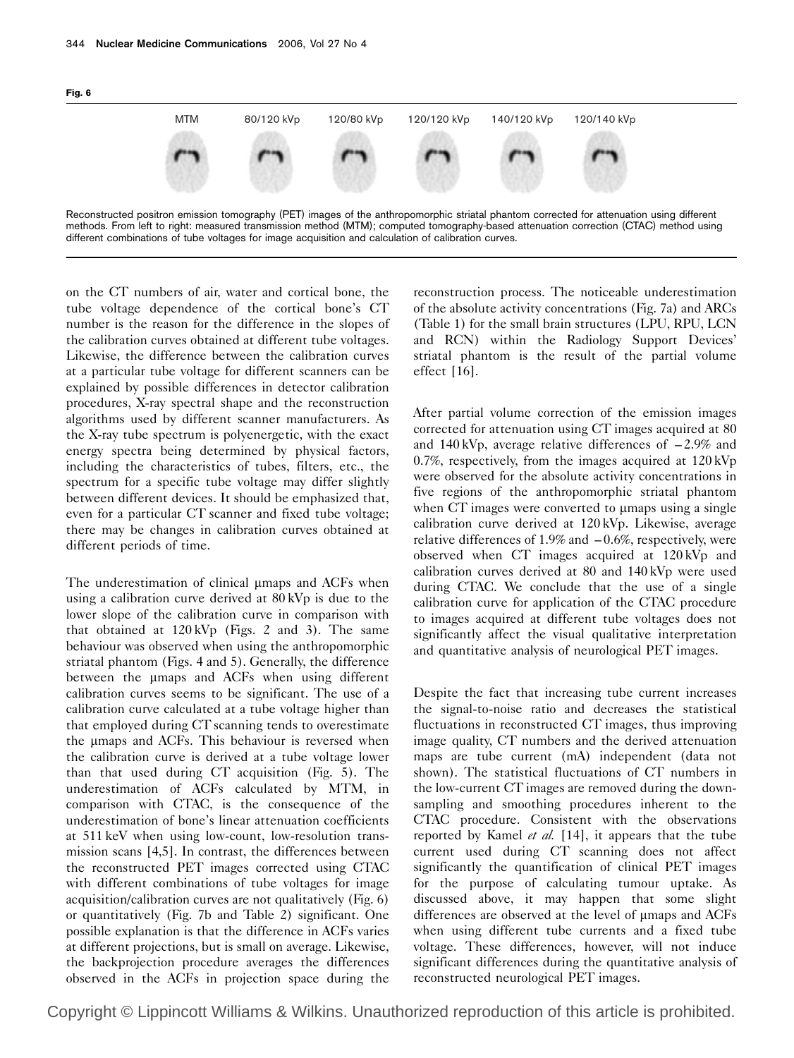**Fig. 6**

MTM | 80/120 kVp | 120/80 kVp | 120/120 kVp | 140/120 kVp | 120/140 kVp

Reconstructed positron emission tomography (PET) images of the anthropomorphic striatal phantom corrected for attenuation using different methods. From left to right: measured transmission method (MTM); computed tomography-based attenuation correction (CTAC) method using different combinations of tube voltages for image acquisition and calculation of calibration curves.

on the CT numbers of air, water and cortical bone, the tube voltage dependence of the cortical bone's CT number is the reason for the difference in the slopes of the calibration curves obtained at different tube voltages. Likewise, the difference between the calibration curves at a particular tube voltage for different scanners can be explained by possible differences in detector calibration procedures, X-ray spectral shape and the reconstruction algorithms used by different scanner manufacturers. As the X-ray tube spectrum is polyenergetic, with the exact energy spectra being determined by physical factors, including the characteristics of tubes, filters, etc., the spectrum for a specific tube voltage may differ slightly between different devices. It should be emphasized that, even for a particular CT scanner and fixed tube voltage; there may be changes in calibration curves obtained at different periods of time.

The underestimation of clinical μmaps and ACFs when using a calibration curve derived at 80 kVp is due to the lower slope of the calibration curve in comparison with that obtained at 120 kVp (Figs. 2 and 3). The same behaviour was observed when using the anthropomorphic striatal phantom (Figs. 4 and 5). Generally, the difference between the μmaps and ACFs when using different calibration curves seems to be significant. The use of a calibration curve calculated at a tube voltage higher than that employed during CT scanning tends to overestimate the μmaps and ACFs. This behaviour is reversed when the calibration curve is derived at a tube voltage lower than that used during CT acquisition (Fig. 5). The underestimation of ACFs calculated by MTM, in comparison with CTAC, is the consequence of the underestimation of bone's linear attenuation coefficients at 511 keV when using low-count, low-resolution transmission scans [4,5]. In contrast, the differences between the reconstructed PET images corrected using CTAC with different combinations of tube voltages for image acquisition/calibration curves are not qualitatively (Fig. 6) or quantitatively (Fig. 7b and Table 2) significant. One possible explanation is that the difference in ACFs varies at different projections, but is small on average. Likewise, the backprojection procedure averages the differences observed in the ACFs in projection space during the reconstruction process. The noticeable underestimation of the absolute activity concentrations (Fig. 7a) and ARCs (Table 1) for the small brain structures (LPU, RPU, LCN and RCN) within the Radiology Support Devices' striatal phantom is the result of the partial volume effect [16].

After partial volume correction of the emission images corrected for attenuation using CT images acquired at 80 and 140 kVp, average relative differences of −2.9% and 0.7%, respectively, from the images acquired at 120 kVp were observed for the absolute activity concentrations in five regions of the anthropomorphic striatal phantom when CT images were converted to μmaps using a single calibration curve derived at 120 kVp. Likewise, average relative differences of 1.9% and −0.6%, respectively, were observed when CT images acquired at 120 kVp and calibration curves derived at 80 and 140 kVp were used during CTAC. We conclude that the use of a single calibration curve for application of the CTAC procedure to images acquired at different tube voltages does not significantly affect the visual qualitative interpretation and quantitative analysis of neurological PET images.

Despite the fact that increasing tube current increases the signal-to-noise ratio and decreases the statistical fluctuations in reconstructed CT images, thus improving image quality, CT numbers and the derived attenuation maps are tube current (mA) independent (data not shown). The statistical fluctuations of CT numbers in the low-current CT images are removed during the downsampling and smoothing procedures inherent to the CTAC procedure. Consistent with the observations reported by Kamel *et al.* [14], it appears that the tube current used during CT scanning does not affect significantly the quantification of clinical PET images for the purpose of calculating tumour uptake. As discussed above, it may happen that some slight differences are observed at the level of μmaps and ACFs when using different tube currents and a fixed tube voltage. These differences, however, will not induce significant differences during the quantitative analysis of reconstructed neurological PET images.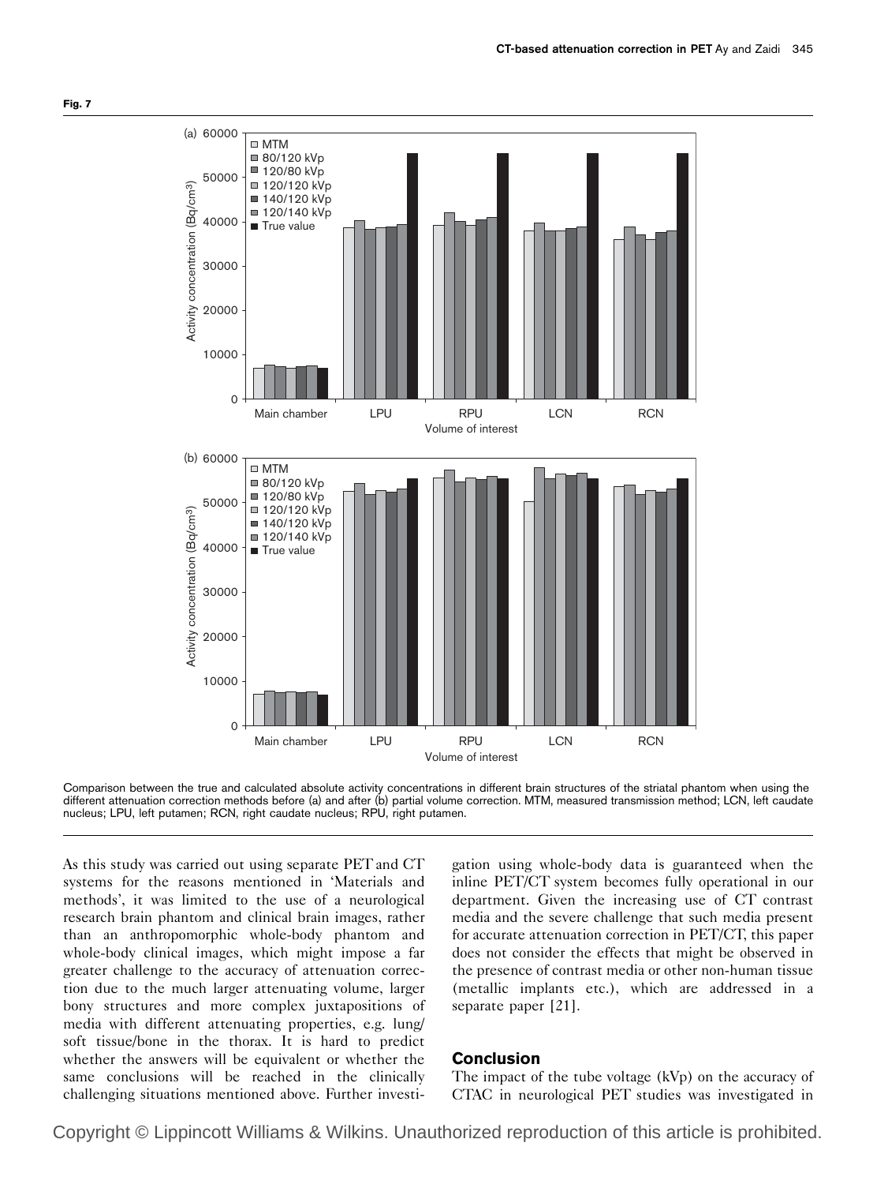**Fig. 7**

Comparison between the true and calculated absolute activity concentrations in different brain structures of the striatal phantom when using the different attenuation correction methods before (a) and after (b) partial volume correction. MTM, measured transmission method; LCN, left caudate nucleus; LPU, left putamen; RCN, right caudate nucleus; RPU, right putamen.

As this study was carried out using separate PET and CT systems for the reasons mentioned in 'Materials and methods', it was limited to the use of a neurological research brain phantom and clinical brain images, rather than an anthropomorphic whole-body phantom and whole-body clinical images, which might impose a far greater challenge to the accuracy of attenuation correction due to the much larger attenuating volume, larger bony structures and more complex juxtapositions of media with different attenuating properties, e.g. lung/soft tissue/bone in the thorax. It is hard to predict whether the answers will be equivalent or whether the same conclusions will be reached in the clinically challenging situations mentioned above. Further investigation using whole-body data is guaranteed when the inline PET/CT system becomes fully operational in our department. Given the increasing use of CT contrast media and the severe challenge that such media present for accurate attenuation correction in PET/CT, this paper does not consider the effects that might be observed in the presence of contrast media or other non-human tissue (metallic implants etc.), which are addressed in a separate paper [21].

## Conclusion

The impact of the tube voltage (kVp) on the accuracy of CTAC in neurological PET studies was investigated in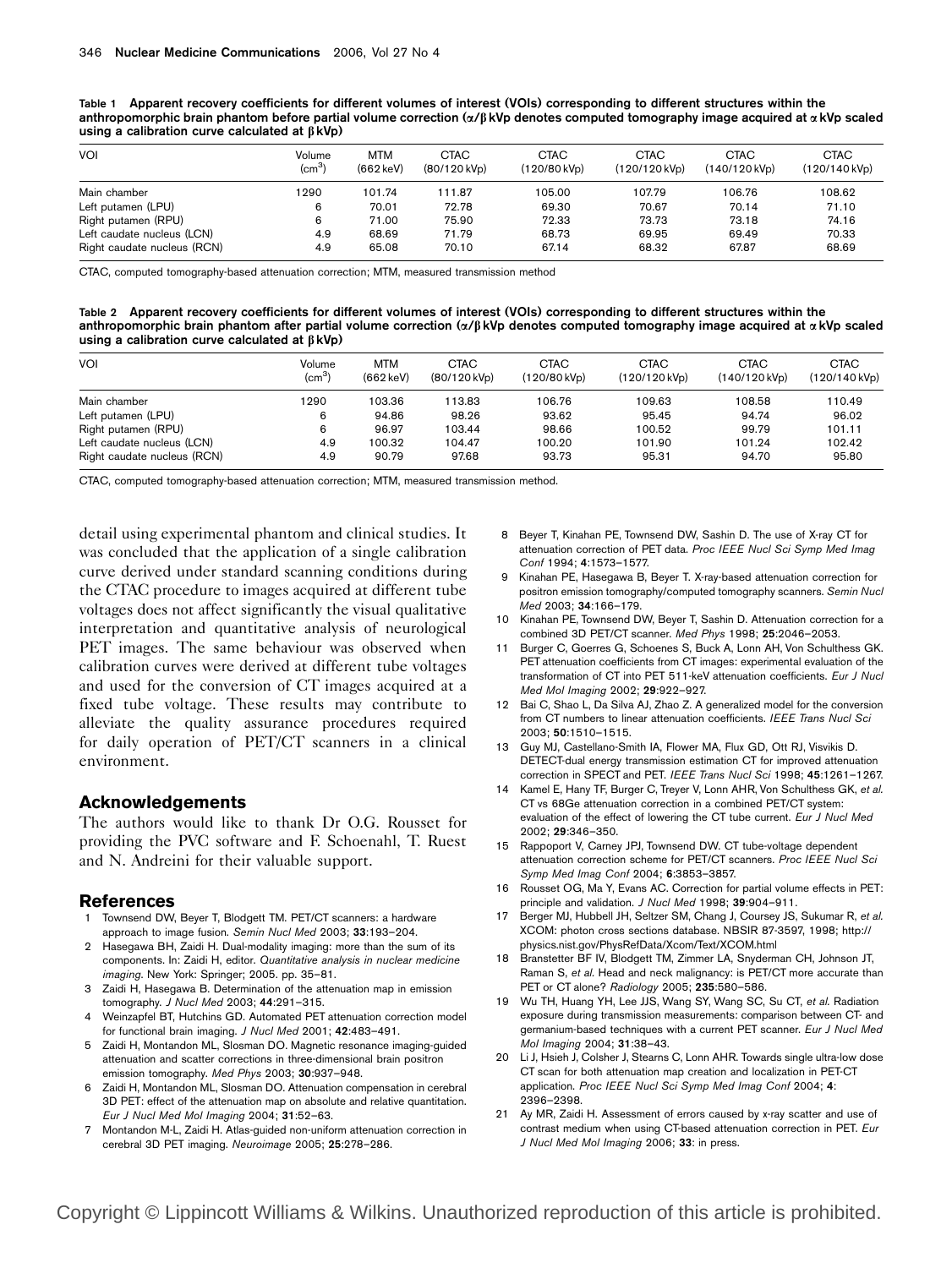**Table 1 Apparent recovery coefficients for different volumes of interest (VOIs) corresponding to different structures within the anthropomorphic brain phantom before partial volume correction (α/β kVp denotes computed tomography image acquired at α kVp scaled using a calibration curve calculated at β kVp)**

| VOI | Volume ($cm^3$) | MTM (662 keV) | CTAC (80/120 kVp) | CTAC (120/80 kVp) | CTAC (120/120 kVp) | CTAC (140/120 kVp) | CTAC (120/140 kVp) |
|---|---|---|---|---|---|---|---|
| Main chamber | 1290 | 101.74 | 111.87 | 105.00 | 107.79 | 106.76 | 108.62 |
| Left putamen (LPU) | 6 | 70.01 | 72.78 | 69.30 | 70.67 | 70.14 | 71.10 |
| Right putamen (RPU) | 6 | 71.00 | 75.90 | 72.33 | 73.73 | 73.18 | 74.16 |
| Left caudate nucleus (LCN) | 4.9 | 68.69 | 71.79 | 68.73 | 69.95 | 69.49 | 70.33 |
| Right caudate nucleus (RCN) | 4.9 | 65.08 | 70.10 | 67.14 | 68.32 | 67.87 | 68.69 |

CTAC, computed tomography-based attenuation correction; MTM, measured transmission method

**Table 2 Apparent recovery coefficients for different volumes of interest (VOIs) corresponding to different structures within the anthropomorphic brain phantom after partial volume correction (α/β kVp denotes computed tomography image acquired at α kVp scaled using a calibration curve calculated at β kVp)**

| VOI | Volume ($cm^3$) | MTM (662 keV) | CTAC (80/120 kVp) | CTAC (120/80 kVp) | CTAC (120/120 kVp) | CTAC (140/120 kVp) | CTAC (120/140 kVp) |
|---|---|---|---|---|---|---|---|
| Main chamber | 1290 | 103.36 | 113.83 | 106.76 | 109.63 | 108.58 | 110.49 |
| Left putamen (LPU) | 6 | 94.86 | 98.26 | 93.62 | 95.45 | 94.74 | 96.02 |
| Right putamen (RPU) | 6 | 96.97 | 103.44 | 98.66 | 100.52 | 99.79 | 101.11 |
| Left caudate nucleus (LCN) | 4.9 | 100.32 | 104.47 | 100.20 | 101.90 | 101.24 | 102.42 |
| Right caudate nucleus (RCN) | 4.9 | 90.79 | 97.68 | 93.73 | 95.31 | 94.70 | 95.80 |

CTAC, computed tomography-based attenuation correction; MTM, measured transmission method.

detail using experimental phantom and clinical studies. It was concluded that the application of a single calibration curve derived under standard scanning conditions during the CTAC procedure to images acquired at different tube voltages does not affect significantly the visual qualitative interpretation and quantitative analysis of neurological PET images. The same behaviour was observed when calibration curves were derived at different tube voltages and used for the conversion of CT images acquired at a fixed tube voltage. These results may contribute to alleviate the quality assurance procedures required for daily operation of PET/CT scanners in a clinical environment.

## Acknowledgements

The authors would like to thank Dr O.G. Rousset for providing the PVC software and F. Schoenahl, T. Ruest and N. Andreini for their valuable support.

## References

1. Townsend DW, Beyer T, Blodgett TM. PET/CT scanners: a hardware approach to image fusion. *Semin Nucl Med* 2003; **33**:193–204.
2. Hasegawa BH, Zaidi H. Dual-modality imaging: more than the sum of its components. In: Zaidi H, editor. *Quantitative analysis in nuclear medicine imaging*. New York: Springer; 2005. pp. 35–81.
3. Zaidi H, Hasegawa B. Determination of the attenuation map in emission tomography. *J Nucl Med* 2003; **44**:291–315.
4. Weinzapfel BT, Hutchins GD. Automated PET attenuation correction model for functional brain imaging. *J Nucl Med* 2001; **42**:483–491.
5. Zaidi H, Montandon ML, Slosman DO. Magnetic resonance imaging-guided attenuation and scatter corrections in three-dimensional brain positron emission tomography. *Med Phys* 2003; **30**:937–948.
6. Zaidi H, Montandon ML, Slosman DO. Attenuation compensation in cerebral 3D PET: effect of the attenuation map on absolute and relative quantitation. *Eur J Nucl Med Mol Imaging* 2004; **31**:52–63.
7. Montandon M-L, Zaidi H. Atlas-guided non-uniform attenuation correction in cerebral 3D PET imaging. *Neuroimage* 2005; **25**:278–286.
8. Beyer T, Kinahan PE, Townsend DW, Sashin D. The use of X-ray CT for attenuation correction of PET data. *Proc IEEE Nucl Sci Symp Med Imag Conf* 1994; **4**:1573–1577.
9. Kinahan PE, Hasegawa B, Beyer T. X-ray-based attenuation correction for positron emission tomography/computed tomography scanners. *Semin Nucl Med* 2003; **34**:166–179.
10. Kinahan PE, Townsend DW, Beyer T, Sashin D. Attenuation correction for a combined 3D PET/CT scanner. *Med Phys* 1998; **25**:2046–2053.
11. Burger C, Goerres G, Schoenes S, Buck A, Lonn AH, Von Schulthess GK. PET attenuation coefficients from CT images: experimental evaluation of the transformation of CT into PET 511-keV attenuation coefficients. *Eur J Nucl Med Mol Imaging* 2002; **29**:922–927.
12. Bai C, Shao L, Da Silva AJ, Zhao Z. A generalized model for the conversion from CT numbers to linear attenuation coefficients. *IEEE Trans Nucl Sci* 2003; **50**:1510–1515.
13. Guy MJ, Castellano-Smith IA, Flower MA, Flux GD, Ott RJ, Visvikis D. DETECT-dual energy transmission estimation CT for improved attenuation correction in SPECT and PET. *IEEE Trans Nucl Sci* 1998; **45**:1261–1267.
14. Kamel E, Hany TF, Burger C, Treyer V, Lonn AHR, Von Schulthess GK, *et al.* CT vs 68Ge attenuation correction in a combined PET/CT system: evaluation of the effect of lowering the CT tube current. *Eur J Nucl Med* 2002; **29**:346–350.
15. Rappoport V, Carney JPJ, Townsend DW. CT tube-voltage dependent attenuation correction scheme for PET/CT scanners. *Proc IEEE Nucl Sci Symp Med Imag Conf* 2004; **6**:3853–3857.
16. Rousset OG, Ma Y, Evans AC. Correction for partial volume effects in PET: principle and validation. *J Nucl Med* 1998; **39**:904–911.
17. Berger MJ, Hubbell JH, Seltzer SM, Chang J, Coursey JS, Sukumar R, *et al.* XCOM: photon cross sections database. NBSIR 87-3597, 1998; http://physics.nist.gov/PhysRefData/Xcom/Text/XCOM.html
18. Branstetter BF IV, Blodgett TM, Zimmer LA, Snyderman CH, Johnson JT, Raman S, *et al.* Head and neck malignancy: is PET/CT more accurate than PET or CT alone? *Radiology* 2005; **235**:580–586.
19. Wu TH, Huang YH, Lee JJS, Wang SY, Wang SC, Su CT, *et al.* Radiation exposure during transmission measurements: comparison between CT- and germanium-based techniques with a current PET scanner. *Eur J Nucl Med Mol Imaging* 2004; **31**:38–43.
20. Li J, Hsieh J, Colsher J, Stearns C, Lonn AHR. Towards single ultra-low dose CT scan for both attenuation map creation and localization in PET-CT application. *Proc IEEE Nucl Sci Symp Med Imag Conf* 2004; **4**: 2396–2398.
21. Ay MR, Zaidi H. Assessment of errors caused by x-ray scatter and use of contrast medium when using CT-based attenuation correction in PET. *Eur J Nucl Med Mol Imaging* 2006; **33**: in press.